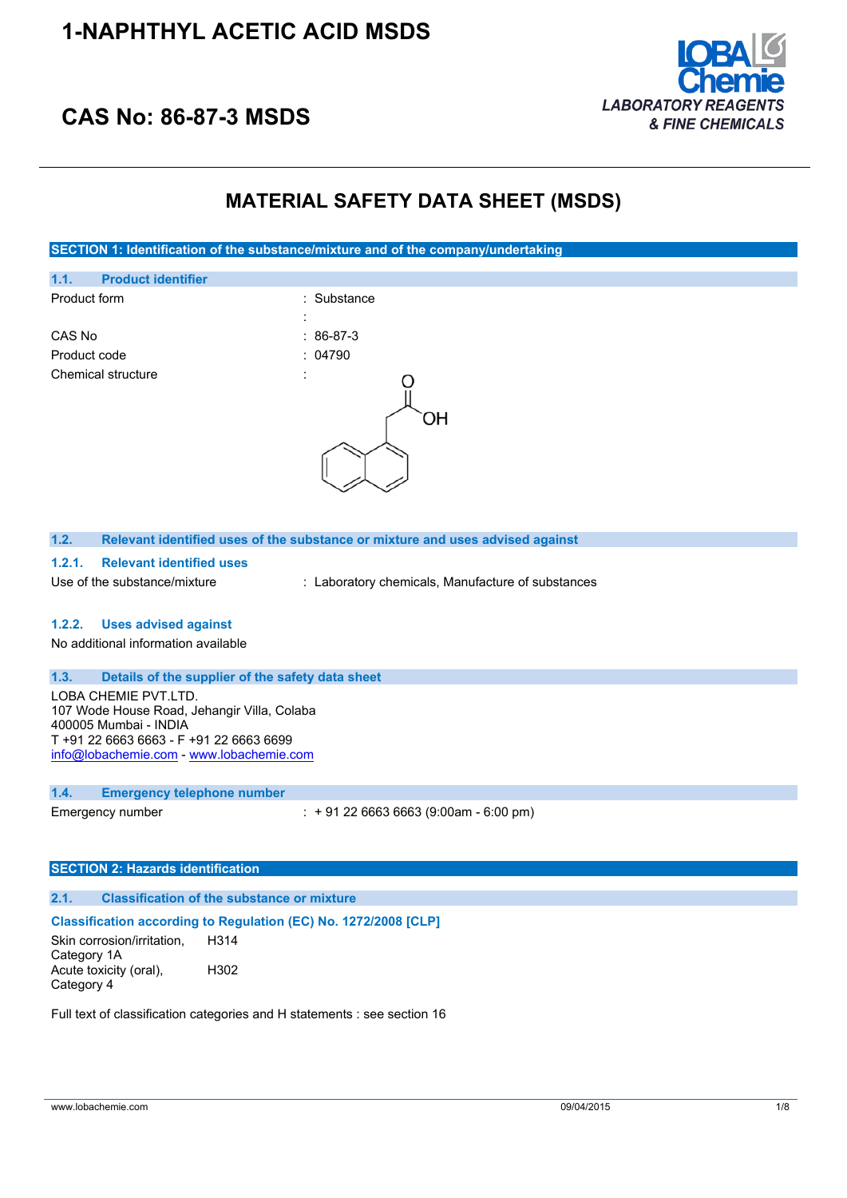# 1-NAPHTHYL ACETIC ACID MSDS

## CAS No: 86-87-3 MSDS

LOBA Chemie
LABORATORY REAGENTS & FINE CHEMICALS

# MATERIAL SAFETY DATA SHEET (MSDS)

## SECTION 1: Identification of the substance/mixture and of the company/undertaking

### 1.1. Product identifier

| | |
|---|---|
| Product form | : Substance |
| | : |
| CAS No | : 86-87-3 |
| Product code | : 04790 |
| Chemical structure | : |

### 1.2. Relevant identified uses of the substance or mixture and uses advised against

#### 1.2.1. Relevant identified uses

Use of the substance/mixture : Laboratory chemicals, Manufacture of substances

#### 1.2.2. Uses advised against

No additional information available

### 1.3. Details of the supplier of the safety data sheet

LOBA CHEMIE PVT.LTD.
107 Wode House Road, Jehangir Villa, Colaba
400005 Mumbai - INDIA
T +91 22 6663 6663 - F +91 22 6663 6699
info@lobachemie.com - www.lobachemie.com

### 1.4. Emergency telephone number

Emergency number : + 91 22 6663 6663 (9:00am - 6:00 pm)

## SECTION 2: Hazards identification

### 2.1. Classification of the substance or mixture

**Classification according to Regulation (EC) No. 1272/2008 [CLP]**

| | |
|---|---|
| Skin corrosion/irritation, Category 1A | H314 |
| Acute toxicity (oral), Category 4 | H302 |

Full text of classification categories and H statements : see section 16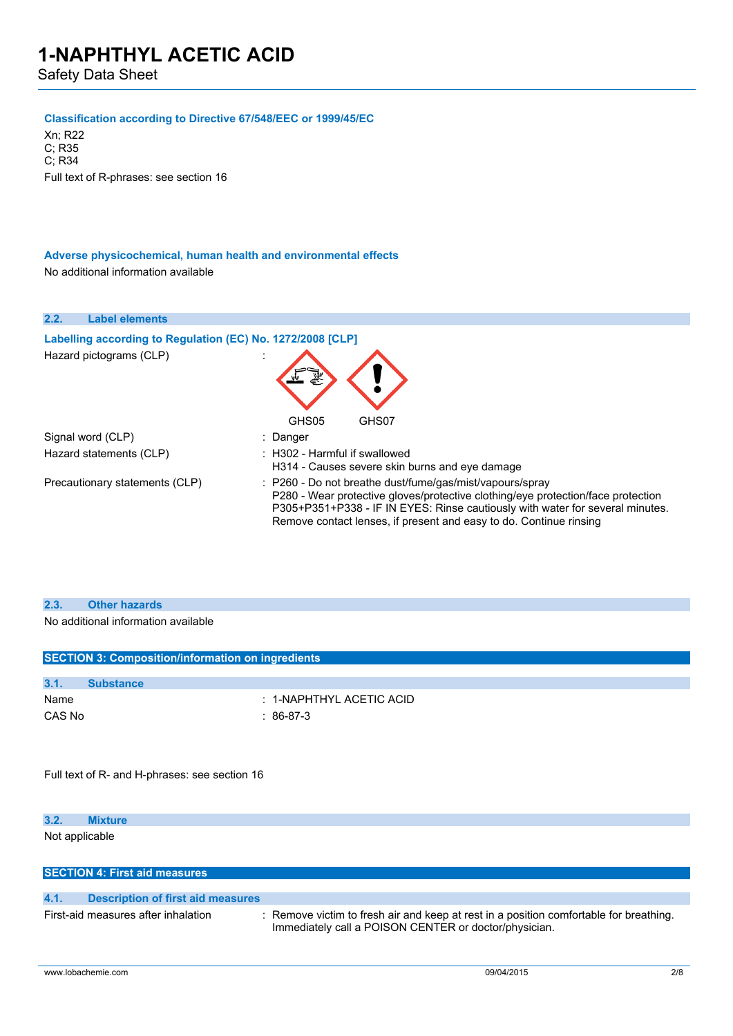#### Classification according to Directive 67/548/EEC or 1999/45/EC

Xn; R22
C; R35
C; R34

Full text of R-phrases: see section 16

#### Adverse physicochemical, human health and environmental effects

No additional information available

### 2.2. Label elements

#### Labelling according to Regulation (EC) No. 1272/2008 [CLP]

| | |
|---|---|
| Hazard pictograms (CLP) | : GHS05 GHS07 |
| Signal word (CLP) | : Danger |
| Hazard statements (CLP) | : H302 - Harmful if swallowed<br>H314 - Causes severe skin burns and eye damage |
| Precautionary statements (CLP) | : P260 - Do not breathe dust/fume/gas/mist/vapours/spray<br>P280 - Wear protective gloves/protective clothing/eye protection/face protection<br>P305+P351+P338 - IF IN EYES: Rinse cautiously with water for several minutes. Remove contact lenses, if present and easy to do. Continue rinsing |

### 2.3. Other hazards

No additional information available

## SECTION 3: Composition/information on ingredients

### 3.1. Substance

| | |
|---|---|
| Name | : 1-NAPHTHYL ACETIC ACID |
| CAS No | : 86-87-3 |

Full text of R- and H-phrases: see section 16

### 3.2. Mixture

Not applicable

## SECTION 4: First aid measures

### 4.1. Description of first aid measures

| | |
|---|---|
| First-aid measures after inhalation | : Remove victim to fresh air and keep at rest in a position comfortable for breathing. Immediately call a POISON CENTER or doctor/physician. |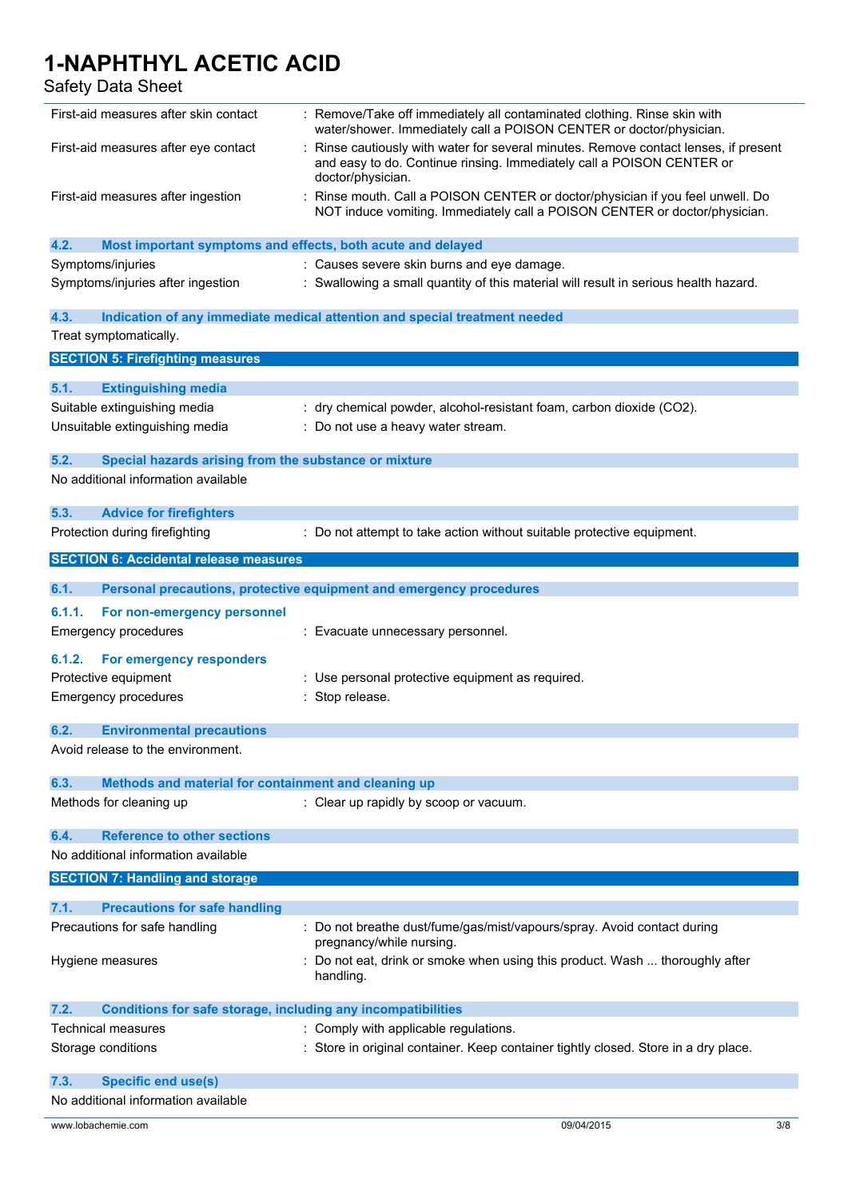| | |
|---|---|
| First-aid measures after skin contact | : Remove/Take off immediately all contaminated clothing. Rinse skin with water/shower. Immediately call a POISON CENTER or doctor/physician. |
| First-aid measures after eye contact | : Rinse cautiously with water for several minutes. Remove contact lenses, if present and easy to do. Continue rinsing. Immediately call a POISON CENTER or doctor/physician. |
| First-aid measures after ingestion | : Rinse mouth. Call a POISON CENTER or doctor/physician if you feel unwell. Do NOT induce vomiting. Immediately call a POISON CENTER or doctor/physician. |

### 4.2. Most important symptoms and effects, both acute and delayed

| | |
|---|---|
| Symptoms/injuries | : Causes severe skin burns and eye damage. |
| Symptoms/injuries after ingestion | : Swallowing a small quantity of this material will result in serious health hazard. |

### 4.3. Indication of any immediate medical attention and special treatment needed

Treat symptomatically.

## SECTION 5: Firefighting measures

### 5.1. Extinguishing media

| | |
|---|---|
| Suitable extinguishing media | : dry chemical powder, alcohol-resistant foam, carbon dioxide ($CO_2$). |
| Unsuitable extinguishing media | : Do not use a heavy water stream. |

### 5.2. Special hazards arising from the substance or mixture

No additional information available

### 5.3. Advice for firefighters

| | |
|---|---|
| Protection during firefighting | : Do not attempt to take action without suitable protective equipment. |

## SECTION 6: Accidental release measures

### 6.1. Personal precautions, protective equipment and emergency procedures

#### 6.1.1. For non-emergency personnel

| | |
|---|---|
| Emergency procedures | : Evacuate unnecessary personnel. |

#### 6.1.2. For emergency responders

| | |
|---|---|
| Protective equipment | : Use personal protective equipment as required. |
| Emergency procedures | : Stop release. |

### 6.2. Environmental precautions

Avoid release to the environment.

### 6.3. Methods and material for containment and cleaning up

| | |
|---|---|
| Methods for cleaning up | : Clear up rapidly by scoop or vacuum. |

### 6.4. Reference to other sections

No additional information available

## SECTION 7: Handling and storage

### 7.1. Precautions for safe handling

| | |
|---|---|
| Precautions for safe handling | : Do not breathe dust/fume/gas/mist/vapours/spray. Avoid contact during pregnancy/while nursing. |
| Hygiene measures | : Do not eat, drink or smoke when using this product. Wash ... thoroughly after handling. |

### 7.2. Conditions for safe storage, including any incompatibilities

| | |
|---|---|
| Technical measures | : Comply with applicable regulations. |
| Storage conditions | : Store in original container. Keep container tightly closed. Store in a dry place. |

### 7.3. Specific end use(s)

No additional information available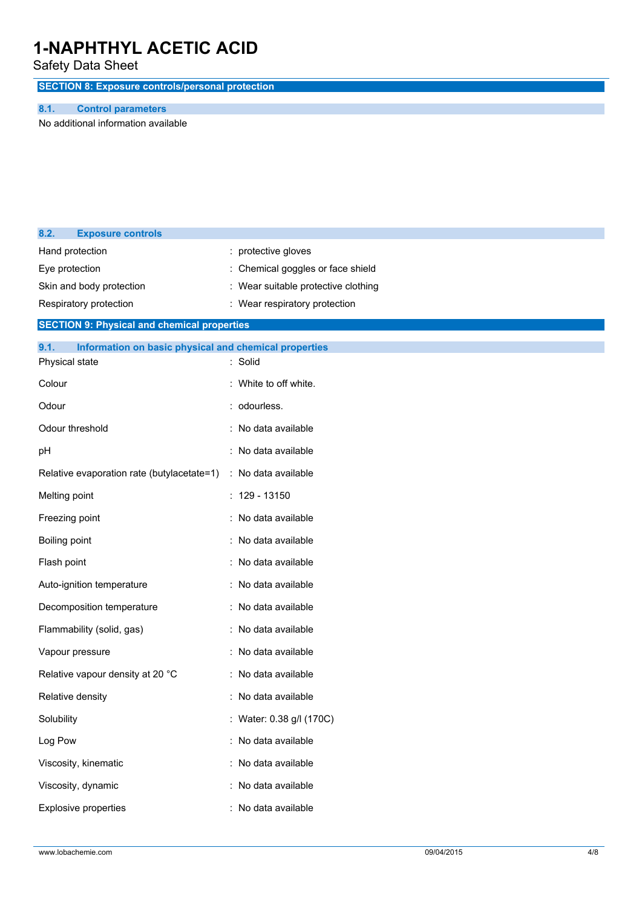# 1-NAPHTHYL ACETIC ACID

Safety Data Sheet

## SECTION 8: Exposure controls/personal protection

### 8.1. Control parameters

No additional information available

### 8.2. Exposure controls

| | |
|---|---|
| Hand protection | : protective gloves |
| Eye protection | : Chemical goggles or face shield |
| Skin and body protection | : Wear suitable protective clothing |
| Respiratory protection | : Wear respiratory protection |

## SECTION 9: Physical and chemical properties

### 9.1. Information on basic physical and chemical properties

| | |
|---|---|
| Physical state | : Solid |
| Colour | : White to off white. |
| Odour | : odourless. |
| Odour threshold | : No data available |
| pH | : No data available |
| Relative evaporation rate (butylacetate=1) | : No data available |
| Melting point | : 129 - 13150 |
| Freezing point | : No data available |
| Boiling point | : No data available |
| Flash point | : No data available |
| Auto-ignition temperature | : No data available |
| Decomposition temperature | : No data available |
| Flammability (solid, gas) | : No data available |
| Vapour pressure | : No data available |
| Relative vapour density at 20 °C | : No data available |
| Relative density | : No data available |
| Solubility | : Water: 0.38 g/l (170C) |
| Log Pow | : No data available |
| Viscosity, kinematic | : No data available |
| Viscosity, dynamic | : No data available |
| Explosive properties | : No data available |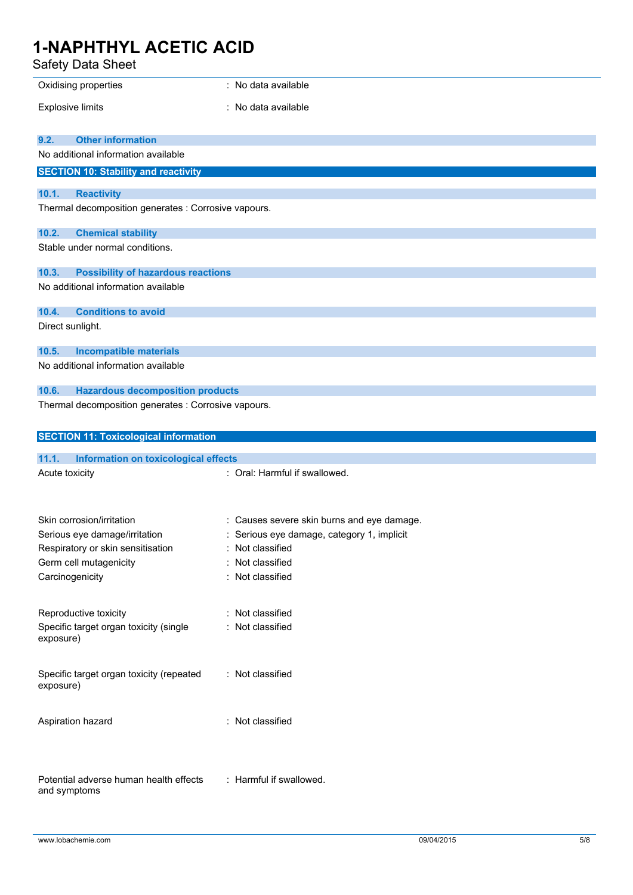| | |
|---|---|
| Oxidising properties | : No data available |
| Explosive limits | : No data available |

### 9.2. Other information

No additional information available

## SECTION 10: Stability and reactivity

### 10.1. Reactivity

Thermal decomposition generates : Corrosive vapours.

### 10.2. Chemical stability

Stable under normal conditions.

### 10.3. Possibility of hazardous reactions

No additional information available

### 10.4. Conditions to avoid

Direct sunlight.

### 10.5. Incompatible materials

No additional information available

### 10.6. Hazardous decomposition products

Thermal decomposition generates : Corrosive vapours.

## SECTION 11: Toxicological information

### 11.1. Information on toxicological effects

| | |
|---|---|
| Acute toxicity | : Oral: Harmful if swallowed. |
| Skin corrosion/irritation | : Causes severe skin burns and eye damage. |
| Serious eye damage/irritation | : Serious eye damage, category 1, implicit |
| Respiratory or skin sensitisation | : Not classified |
| Germ cell mutagenicity | : Not classified |
| Carcinogenicity | : Not classified |
| Reproductive toxicity | : Not classified |
| Specific target organ toxicity (single exposure) | : Not classified |
| Specific target organ toxicity (repeated exposure) | : Not classified |
| Aspiration hazard | : Not classified |
| Potential adverse human health effects and symptoms | : Harmful if swallowed. |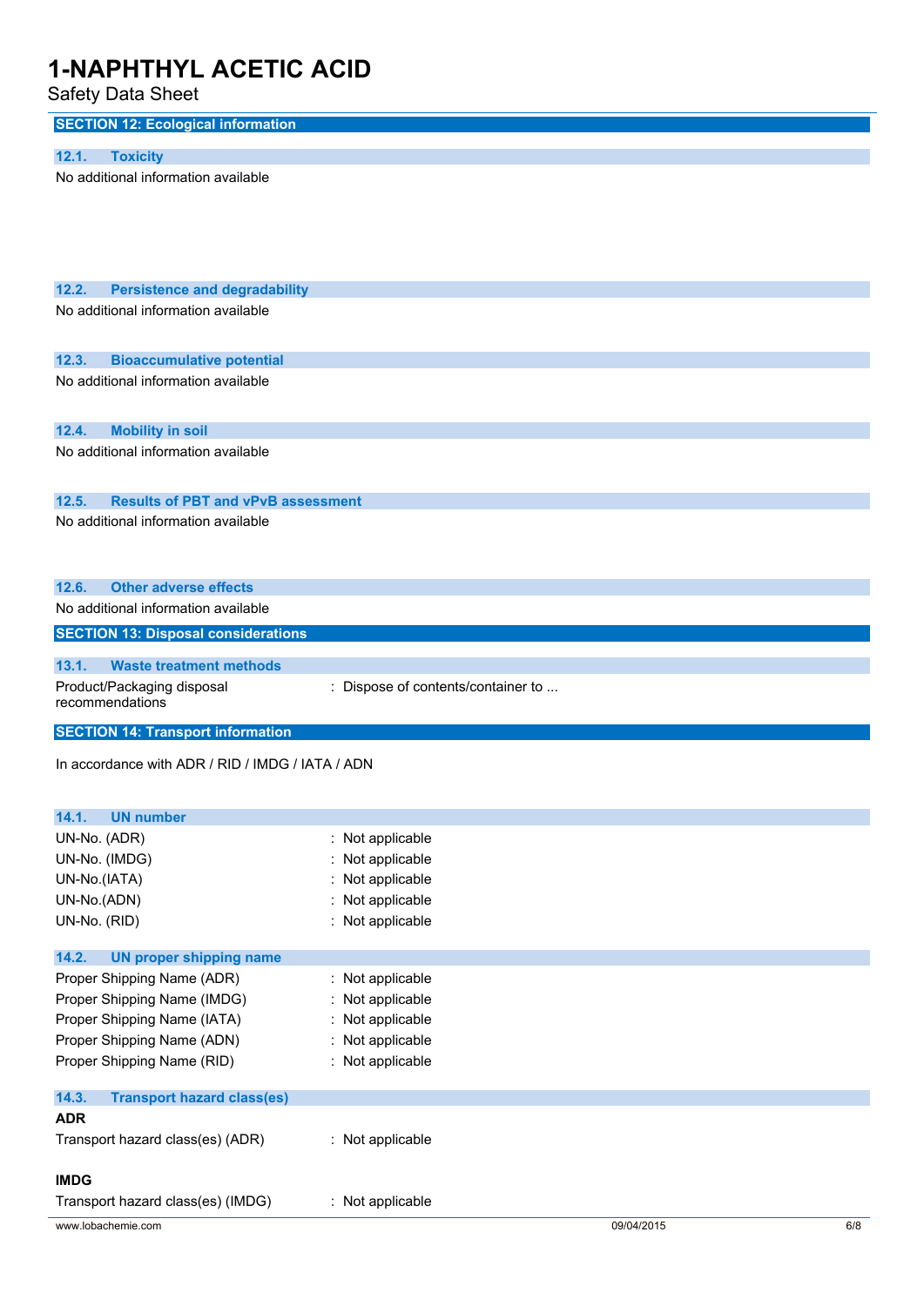## SECTION 12: Ecological information

### 12.1. Toxicity

No additional information available

### 12.2. Persistence and degradability

No additional information available

### 12.3. Bioaccumulative potential

No additional information available

### 12.4. Mobility in soil

No additional information available

### 12.5. Results of PBT and vPvB assessment

No additional information available

### 12.6. Other adverse effects

No additional information available

## SECTION 13: Disposal considerations

### 13.1. Waste treatment methods

Product/Packaging disposal recommendations : Dispose of contents/container to ...

## SECTION 14: Transport information

In accordance with ADR / RID / IMDG / IATA / ADN

### 14.1. UN number

UN-No. (ADR) : Not applicable
UN-No. (IMDG) : Not applicable
UN-No.(IATA) : Not applicable
UN-No.(ADN) : Not applicable
UN-No. (RID) : Not applicable

### 14.2. UN proper shipping name

Proper Shipping Name (ADR) : Not applicable
Proper Shipping Name (IMDG) : Not applicable
Proper Shipping Name (IATA) : Not applicable
Proper Shipping Name (ADN) : Not applicable
Proper Shipping Name (RID) : Not applicable

### 14.3. Transport hazard class(es)

**ADR**

Transport hazard class(es) (ADR) : Not applicable

**IMDG**

Transport hazard class(es) (IMDG) : Not applicable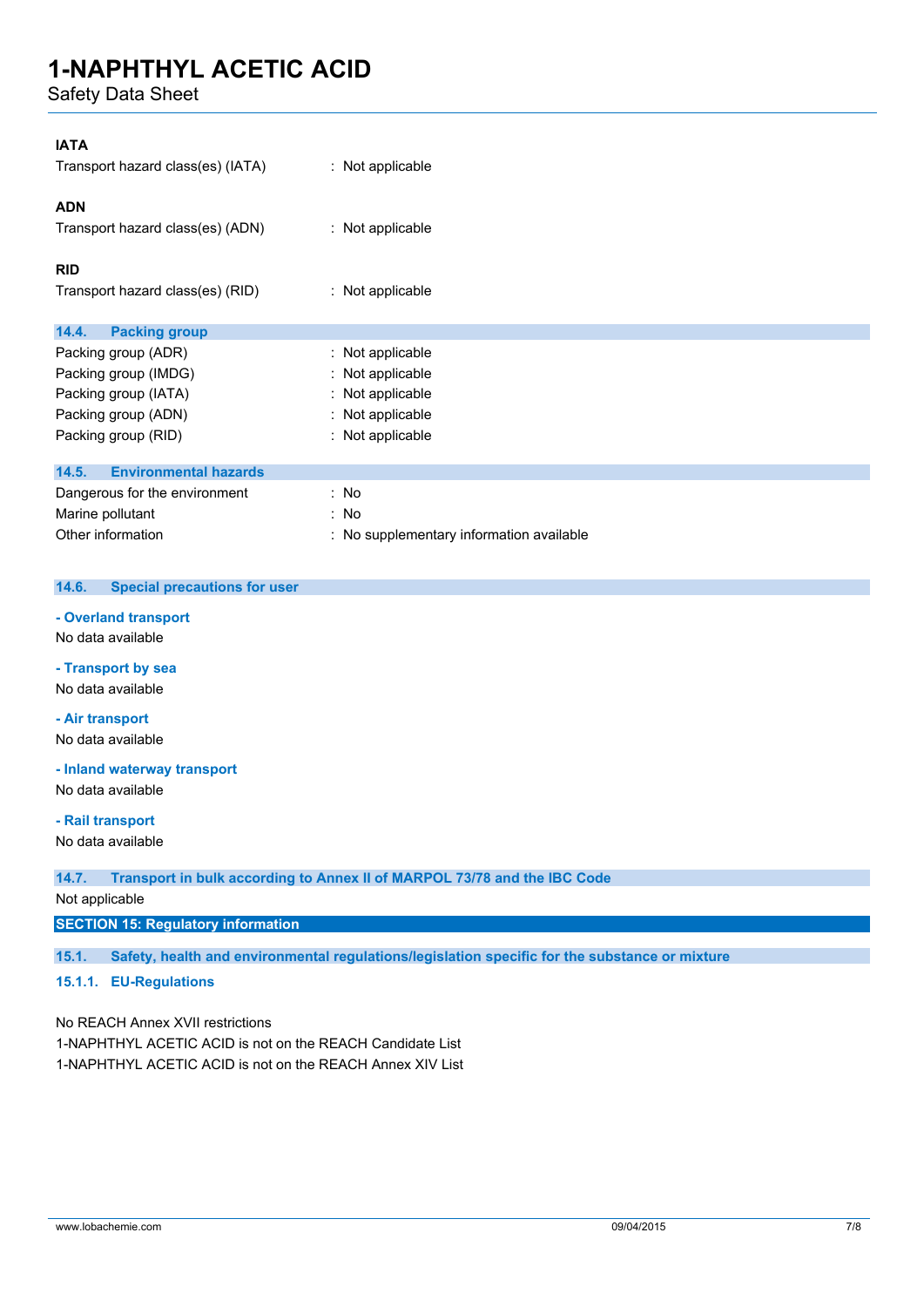**IATA**

Transport hazard class(es) (IATA) : Not applicable

**ADN**

Transport hazard class(es) (ADN) : Not applicable

**RID**

Transport hazard class(es) (RID) : Not applicable

### 14.4. Packing group

Packing group (ADR) : Not applicable
Packing group (IMDG) : Not applicable
Packing group (IATA) : Not applicable
Packing group (ADN) : Not applicable
Packing group (RID) : Not applicable

### 14.5. Environmental hazards

Dangerous for the environment : No
Marine pollutant : No
Other information : No supplementary information available

### 14.6. Special precautions for user

**- Overland transport**

No data available

**- Transport by sea**

No data available

**- Air transport**

No data available

**- Inland waterway transport**

No data available

**- Rail transport**

No data available

### 14.7. Transport in bulk according to Annex II of MARPOL 73/78 and the IBC Code

Not applicable

## SECTION 15: Regulatory information

### 15.1. Safety, health and environmental regulations/legislation specific for the substance or mixture

#### 15.1.1. EU-Regulations

No REACH Annex XVII restrictions
1-NAPHTHYL ACETIC ACID is not on the REACH Candidate List
1-NAPHTHYL ACETIC ACID is not on the REACH Annex XIV List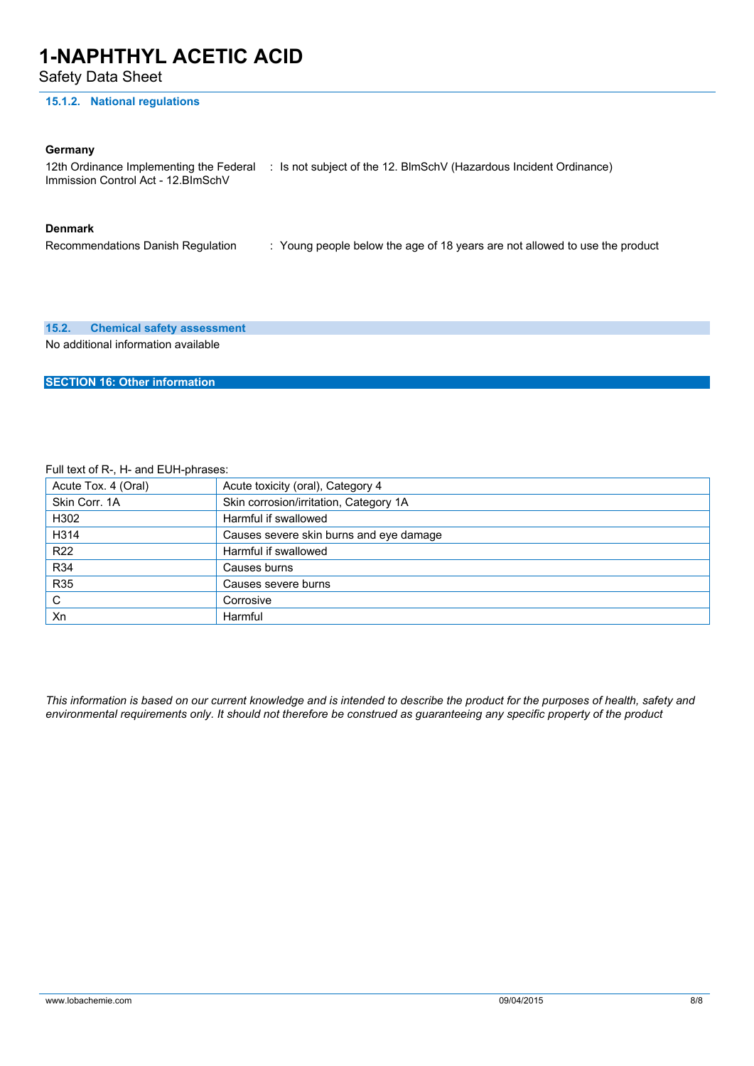#### 15.1.2. National regulations

**Germany**

12th Ordinance Implementing the Federal Immission Control Act - 12.BImSchV : Is not subject of the 12. BlmSchV (Hazardous Incident Ordinance)

**Denmark**

Recommendations Danish Regulation : Young people below the age of 18 years are not allowed to use the product

### 15.2. Chemical safety assessment

No additional information available

## SECTION 16: Other information

Full text of R-, H- and EUH-phrases:

| | |
|---|---|
| Acute Tox. 4 (Oral) | Acute toxicity (oral), Category 4 |
| Skin Corr. 1A | Skin corrosion/irritation, Category 1A |
| H302 | Harmful if swallowed |
| H314 | Causes severe skin burns and eye damage |
| R22 | Harmful if swallowed |
| R34 | Causes burns |
| R35 | Causes severe burns |
| C | Corrosive |
| Xn | Harmful |

*This information is based on our current knowledge and is intended to describe the product for the purposes of health, safety and environmental requirements only. It should not therefore be construed as guaranteeing any specific property of the product*